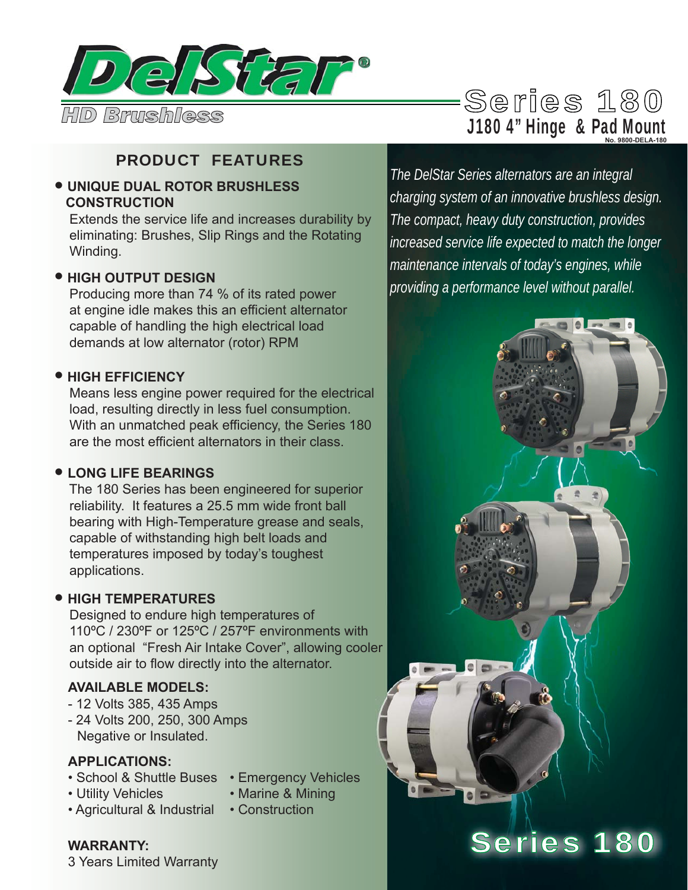# DelStar®

HD Brushless

# Series 180

## J180 4" Hinge & Pad Mount

No. 9800-DELA-180

## PRODUCT FEATURES

- **UNIQUE DUAL ROTOR BRUSHLESS CONSTRUCTION**

  Extends the service life and increases durability by eliminating: Brushes, Slip Rings and the Rotating Winding.

- **HIGH OUTPUT DESIGN**

  Producing more than 74 % of its rated power at engine idle makes this an efficient alternator capable of handling the high electrical load demands at low alternator (rotor) RPM

- **HIGH EFFICIENCY**

  Means less engine power required for the electrical load, resulting directly in less fuel consumption. With an unmatched peak efficiency, the Series 180 are the most efficient alternators in their class.

- **LONG LIFE BEARINGS**

  The 180 Series has been engineered for superior reliability. It features a 25.5 mm wide front ball bearing with High-Temperature grease and seals, capable of withstanding high belt loads and temperatures imposed by today's toughest applications.

- **HIGH TEMPERATURES**

  Designed to endure high temperatures of 110ºC / 230ºF or 125ºC / 257ºF environments with an optional "Fresh Air Intake Cover", allowing cooler outside air to flow directly into the alternator.

**AVAILABLE MODELS:**

- 12 Volts 385, 435 Amps
- 24 Volts 200, 250, 300 Amps
  Negative or Insulated.

**APPLICATIONS:**

- School & Shuttle Buses
- Utility Vehicles
- Agricultural & Industrial
- Emergency Vehicles
- Marine & Mining
- Construction

**WARRANTY:**

3 Years Limited Warranty

*The DelStar Series alternators are an integral charging system of an innovative brushless design. The compact, heavy duty construction, provides increased service life expected to match the longer maintenance intervals of today's engines, while providing a performance level without parallel.*

**Series 180**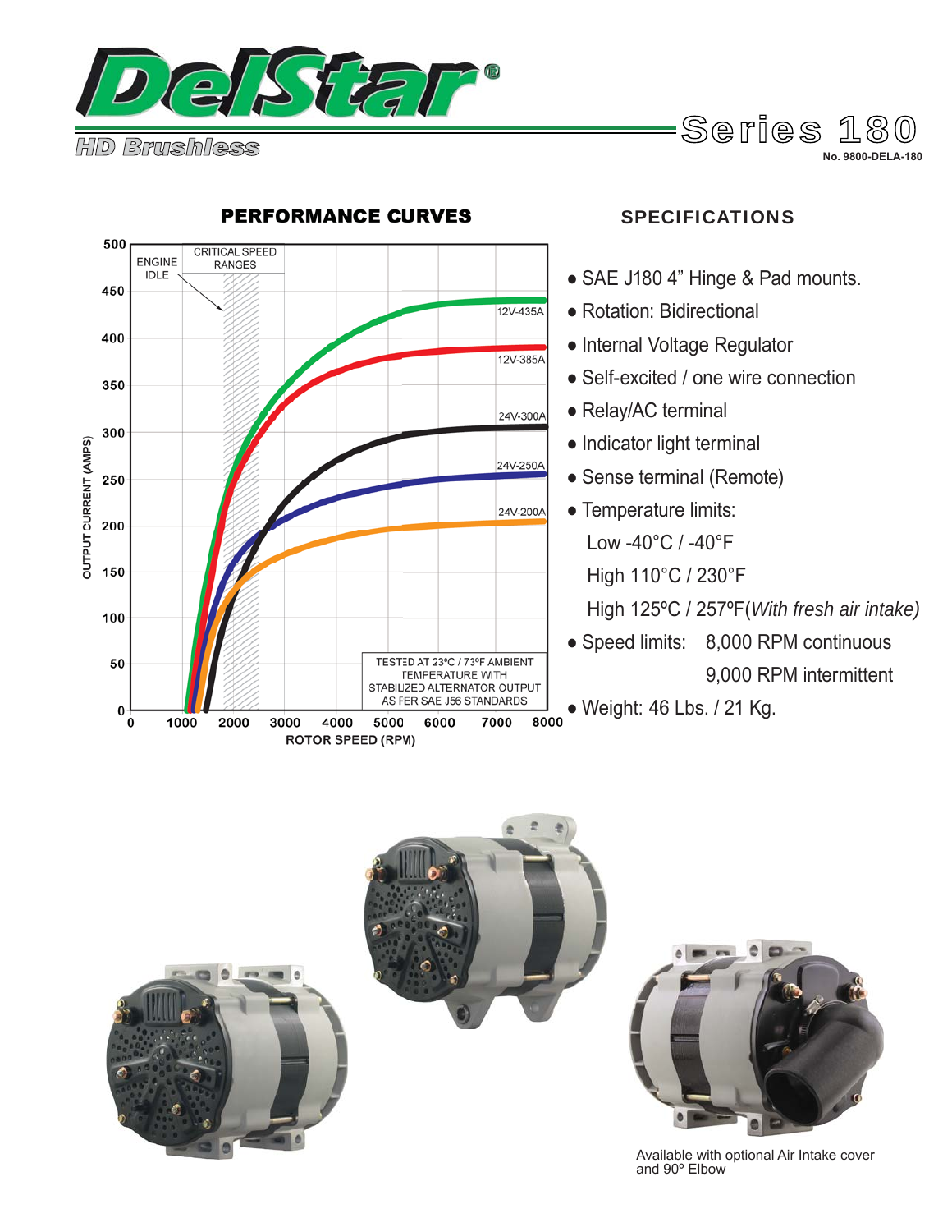# DelStar®

HD Brushless

## Series 180

No. 9800-DELA-180

### PERFORMANCE CURVES

ENGINE IDLE

CRITICAL SPEED RANGES

12V-435A

12V-385A

24V-300A

24V-250A

24V-200A

TESTED AT 23°C / 73°F AMBIENT TEMPERATURE WITH STABILIZED ALTERNATOR OUTPUT AS PER SAE J56 STANDARDS

OUTPUT CURRENT (AMPS)

ROTOR SPEED (RPM)

### SPECIFICATIONS

- SAE J180 4" Hinge & Pad mounts.
- Rotation: Bidirectional
- Internal Voltage Regulator
- Self-excited / one wire connection
- Relay/AC terminal
- Indicator light terminal
- Sense terminal (Remote)
- Temperature limits:
  Low -40°C / -40°F
  High 110°C / 230°F
  High 125ºC / 257ºF(*With fresh air intake)*
- Speed limits: 8,000 RPM continuous
  9,000 RPM intermittent
- Weight: 46 Lbs. / 21 Kg.

Available with optional Air Intake cover and 90º Elbow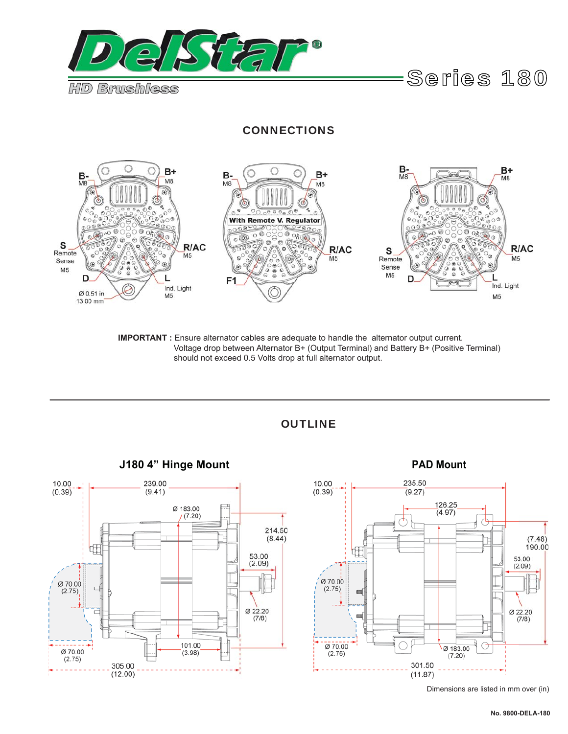# DelStar®

HD Brushless

Series 180

## CONNECTIONS

B- M8, B+ M8, S Remote Sense M5, R/AC M5, D, L Ind. Light M5, Ø 0.51 in 13.00 mm

B- M8, B+ M8, With Remote V. Regulator, R/AC M5, F1

B- M8, B+ M8, S Remote Sense M5, R/AC M5, D, L Ind. Light M5

**IMPORTANT :** Ensure alternator cables are adequate to handle the alternator output current. Voltage drop between Alternator B+ (Output Terminal) and Battery B+ (Positive Terminal) should not exceed 0.5 Volts drop at full alternator output.

---

## OUTLINE

### J180 4" Hinge Mount

10.00 (0.39), 239.00 (9.41), Ø 183.00 (7.20), 214.50 (8.44), 53.00 (2.09), Ø 70.00 (2.75), Ø 22.20 (7/8), Ø 70.00 (2.75), 101.00 (3.98), 305.00 (12.00)

### PAD Mount

10.00 (0.39), 235.50 (9.27), 126.25 (4.97), (7.48) 190.00, 53.00 (2.09), Ø 70.00 (2.75), Ø 22.20 (7/8), Ø 70.00 (2.75), Ø 183.00 (7.20), 301.50 (11.87)

Dimensions are listed in mm over (in)

No. 9800-DELA-180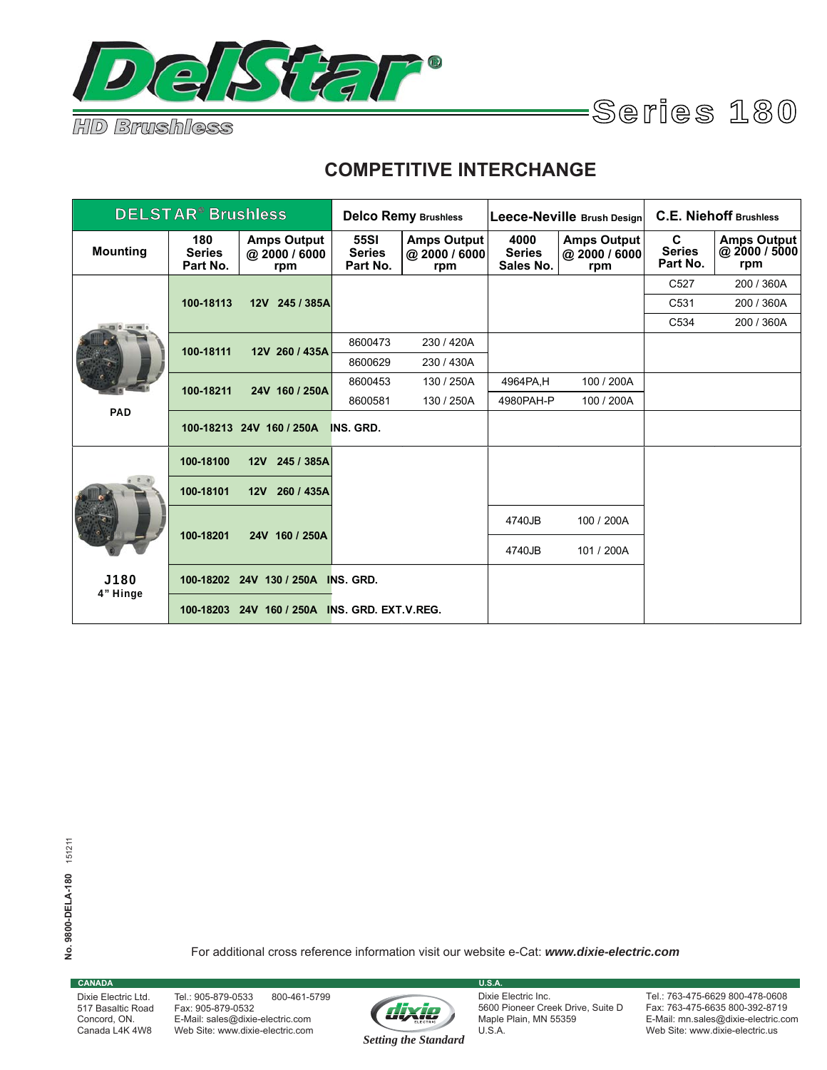# DelStar®

## HD Brushless

## Series 180

## COMPETITIVE INTERCHANGE

| DELSTAR® Brushless | | | Delco Remy Brushless | | Leece-Neville Brush Design | | C.E. Niehoff Brushless | |
|---|---|---|---|---|---|---|---|---|
| Mounting | 180 Series Part No. | Amps Output @ 2000 / 6000 rpm | 55SI Series Part No. | Amps Output @ 2000 / 6000 rpm | 4000 Series Sales No. | Amps Output @ 2000 / 6000 rpm | C Series Part No. | Amps Output @ 2000 / 5000 rpm |
| PAD | 100-18113 | 12V 245 / 385A | | | | | C527 | 200 / 360A |
| | | | | | | | C531 | 200 / 360A |
| | | | | | | | C534 | 200 / 360A |
| | 100-18111 | 12V 260 / 435A | 8600473 | 230 / 420A | | | | |
| | | | 8600629 | 230 / 430A | | | | |
| | 100-18211 | 24V 160 / 250A | 8600453 | 130 / 250A | 4964PA,H | 100 / 200A | | |
| | | | 8600581 | 130 / 250A | 4980PAH-P | 100 / 200A | | |
| | 100-18213 | 24V 160 / 250A | INS. GRD. | | | | | |
| J180 4" Hinge | 100-18100 | 12V 245 / 385A | | | | | | |
| | 100-18101 | 12V 260 / 435A | | | | | | |
| | 100-18201 | 24V 160 / 250A | | | 4740JB | 100 / 200A | | |
| | | | | | 4740JB | 101 / 200A | | |
| | 100-18202 | 24V 130 / 250A | INS. GRD. | | | | | |
| | 100-18203 | 24V 160 / 250A | INS. GRD. EXT.V.REG. | | | | | |

For additional cross reference information visit our website e-Cat: ***www.dixie-electric.com***

No. 9800-DELA-180 151211

**CANADA**

Dixie Electric Ltd.
517 Basaltic Road
Concord, ON.
Canada L4K 4W8

Tel.: 905-879-0533 800-461-5799
Fax: 905-879-0532
E-Mail: sales@dixie-electric.com
Web Site: www.dixie-electric.com

dixie ELECTRIC
*Setting the Standard*

**U.S.A.**

Dixie Electric Inc.
5600 Pioneer Creek Drive, Suite D
Maple Plain, MN 55359
U.S.A.

Tel.: 763-475-6629 800-478-0608
Fax: 763-475-6635 800-392-8719
E-Mail: mn.sales@dixie-electric.com
Web Site: www.dixie-electric.us